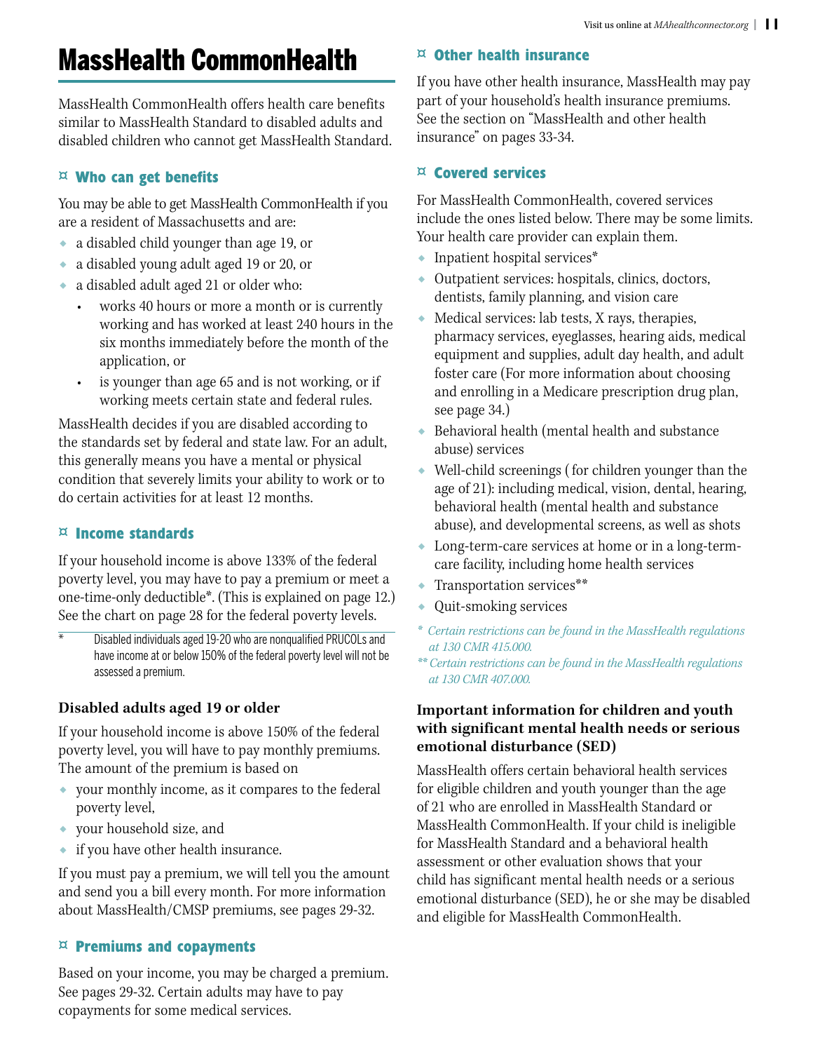# MassHealth CommonHealth

MassHealth CommonHealth offers health care benefits similar to MassHealth Standard to disabled adults and disabled children who cannot get MassHealth Standard.

## ¤ Who can get benefits

You may be able to get MassHealth CommonHealth if you are a resident of Massachusetts and are:

- a disabled child younger than age 19, or
- a disabled young adult aged 19 or 20, or
- a disabled adult aged 21 or older who:
  - works 40 hours or more a month or is currently working and has worked at least 240 hours in the six months immediately before the month of the application, or
  - is younger than age 65 and is not working, or if working meets certain state and federal rules.

MassHealth decides if you are disabled according to the standards set by federal and state law. For an adult, this generally means you have a mental or physical condition that severely limits your ability to work or to do certain activities for at least 12 months.

## ¤ Income standards

If your household income is above 133% of the federal poverty level, you may have to pay a premium or meet a one-time-only deductible*. (This is explained on page 12.) See the chart on page 28 for the federal poverty levels.

\* Disabled individuals aged 19-20 who are nonqualified PRUCOLs and have income at or below 150% of the federal poverty level will not be assessed a premium.

### Disabled adults aged 19 or older

If your household income is above 150% of the federal poverty level, you will have to pay monthly premiums. The amount of the premium is based on

- your monthly income, as it compares to the federal poverty level,
- your household size, and
- if you have other health insurance.

If you must pay a premium, we will tell you the amount and send you a bill every month. For more information about MassHealth/CMSP premiums, see pages 29-32.

## ¤ Premiums and copayments

Based on your income, you may be charged a premium. See pages 29-32. Certain adults may have to pay copayments for some medical services.

## ¤ Other health insurance

If you have other health insurance, MassHealth may pay part of your household's health insurance premiums. See the section on "MassHealth and other health insurance" on pages 33-34.

## ¤ Covered services

For MassHealth CommonHealth, covered services include the ones listed below. There may be some limits. Your health care provider can explain them.

- Inpatient hospital services*
- Outpatient services: hospitals, clinics, doctors, dentists, family planning, and vision care
- Medical services: lab tests, X rays, therapies, pharmacy services, eyeglasses, hearing aids, medical equipment and supplies, adult day health, and adult foster care (For more information about choosing and enrolling in a Medicare prescription drug plan, see page 34.)
- Behavioral health (mental health and substance abuse) services
- Well-child screenings ( for children younger than the age of 21): including medical, vision, dental, hearing, behavioral health (mental health and substance abuse), and developmental screens, as well as shots
- Long-term-care services at home or in a long-term-care facility, including home health services
- Transportation services**
- Quit-smoking services

*\* Certain restrictions can be found in the MassHealth regulations at 130 CMR 415.000.*

*\*\* Certain restrictions can be found in the MassHealth regulations at 130 CMR 407.000.*

### Important information for children and youth with significant mental health needs or serious emotional disturbance (SED)

MassHealth offers certain behavioral health services for eligible children and youth younger than the age of 21 who are enrolled in MassHealth Standard or MassHealth CommonHealth. If your child is ineligible for MassHealth Standard and a behavioral health assessment or other evaluation shows that your child has significant mental health needs or a serious emotional disturbance (SED), he or she may be disabled and eligible for MassHealth CommonHealth.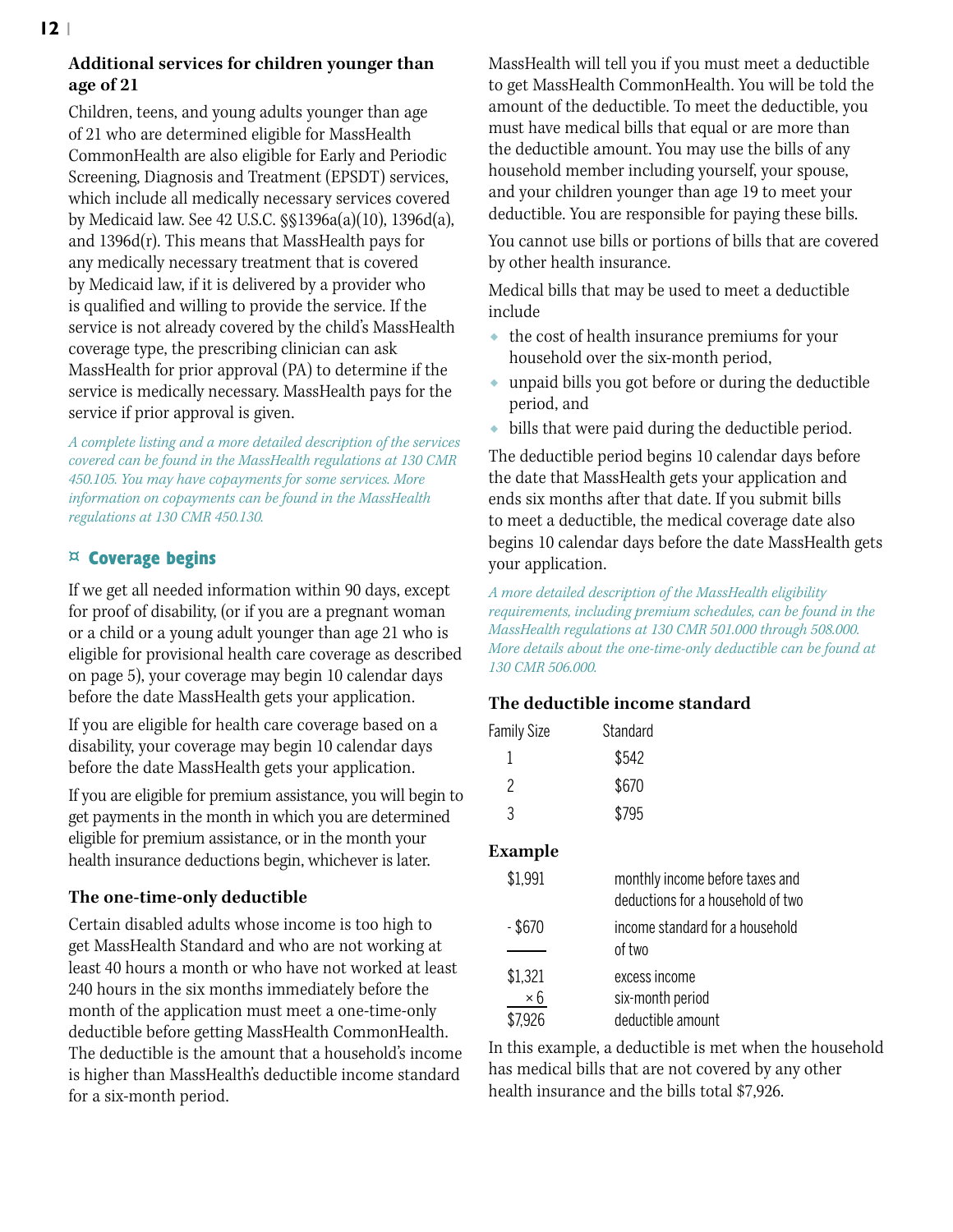### Additional services for children younger than age of 21

Children, teens, and young adults younger than age of 21 who are determined eligible for MassHealth CommonHealth are also eligible for Early and Periodic Screening, Diagnosis and Treatment (EPSDT) services, which include all medically necessary services covered by Medicaid law. See 42 U.S.C. §§1396a(a)(10), 1396d(a), and 1396d(r). This means that MassHealth pays for any medically necessary treatment that is covered by Medicaid law, if it is delivered by a provider who is qualified and willing to provide the service. If the service is not already covered by the child's MassHealth coverage type, the prescribing clinician can ask MassHealth for prior approval (PA) to determine if the service is medically necessary. MassHealth pays for the service if prior approval is given.

*A complete listing and a more detailed description of the services covered can be found in the MassHealth regulations at 130 CMR 450.105. You may have copayments for some services. More information on copayments can be found in the MassHealth regulations at 130 CMR 450.130.*

## ¤ Coverage begins

If we get all needed information within 90 days, except for proof of disability, (or if you are a pregnant woman or a child or a young adult younger than age 21 who is eligible for provisional health care coverage as described on page 5), your coverage may begin 10 calendar days before the date MassHealth gets your application.

If you are eligible for health care coverage based on a disability, your coverage may begin 10 calendar days before the date MassHealth gets your application.

If you are eligible for premium assistance, you will begin to get payments in the month in which you are determined eligible for premium assistance, or in the month your health insurance deductions begin, whichever is later.

### The one-time-only deductible

Certain disabled adults whose income is too high to get MassHealth Standard and who are not working at least 40 hours a month or who have not worked at least 240 hours in the six months immediately before the month of the application must meet a one-time-only deductible before getting MassHealth CommonHealth. The deductible is the amount that a household's income is higher than MassHealth's deductible income standard for a six-month period.

MassHealth will tell you if you must meet a deductible to get MassHealth CommonHealth. You will be told the amount of the deductible. To meet the deductible, you must have medical bills that equal or are more than the deductible amount. You may use the bills of any household member including yourself, your spouse, and your children younger than age 19 to meet your deductible. You are responsible for paying these bills.

You cannot use bills or portions of bills that are covered by other health insurance.

Medical bills that may be used to meet a deductible include

- the cost of health insurance premiums for your household over the six-month period,
- unpaid bills you got before or during the deductible period, and
- bills that were paid during the deductible period.

The deductible period begins 10 calendar days before the date that MassHealth gets your application and ends six months after that date. If you submit bills to meet a deductible, the medical coverage date also begins 10 calendar days before the date MassHealth gets your application.

*A more detailed description of the MassHealth eligibility requirements, including premium schedules, can be found in the MassHealth regulations at 130 CMR 501.000 through 508.000. More details about the one-time-only deductible can be found at 130 CMR 506.000.*

### The deductible income standard

| Family Size | Standard |
|---|---|
| 1 | $542 |
| 2 | $670 |
| 3 | $795 |

### Example

| | |
|---|---|
| $1,991 | monthly income before taxes and deductions for a household of two |
| - $670 | income standard for a household of two |
| $1,321 | excess income |
| × 6 | six-month period |
| $7,926 | deductible amount |

In this example, a deductible is met when the household has medical bills that are not covered by any other health insurance and the bills total $7,926.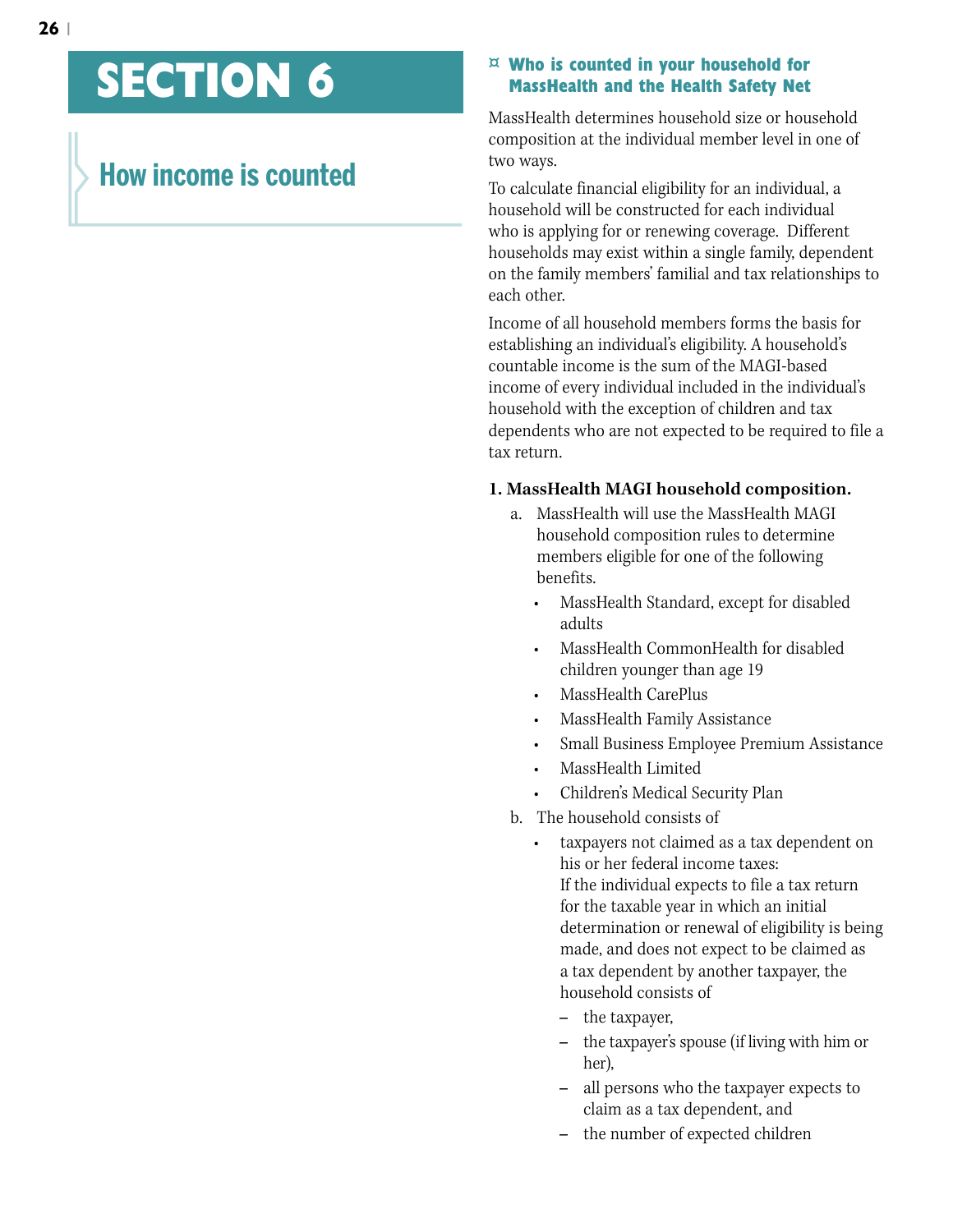# SECTION 6

## How income is counted

### ¤ Who is counted in your household for MassHealth and the Health Safety Net

MassHealth determines household size or household composition at the individual member level in one of two ways.

To calculate financial eligibility for an individual, a household will be constructed for each individual who is applying for or renewing coverage. Different households may exist within a single family, dependent on the family members' familial and tax relationships to each other.

Income of all household members forms the basis for establishing an individual's eligibility. A household's countable income is the sum of the MAGI-based income of every individual included in the individual's household with the exception of children and tax dependents who are not expected to be required to file a tax return.

**1. MassHealth MAGI household composition.**

a. MassHealth will use the MassHealth MAGI household composition rules to determine members eligible for one of the following benefits.
   - MassHealth Standard, except for disabled adults
   - MassHealth CommonHealth for disabled children younger than age 19
   - MassHealth CarePlus
   - MassHealth Family Assistance
   - Small Business Employee Premium Assistance
   - MassHealth Limited
   - Children's Medical Security Plan

b. The household consists of
   - taxpayers not claimed as a tax dependent on his or her federal income taxes:
     If the individual expects to file a tax return for the taxable year in which an initial determination or renewal of eligibility is being made, and does not expect to be claimed as a tax dependent by another taxpayer, the household consists of
     - the taxpayer,
     - the taxpayer's spouse (if living with him or her),
     - all persons who the taxpayer expects to claim as a tax dependent, and
     - the number of expected children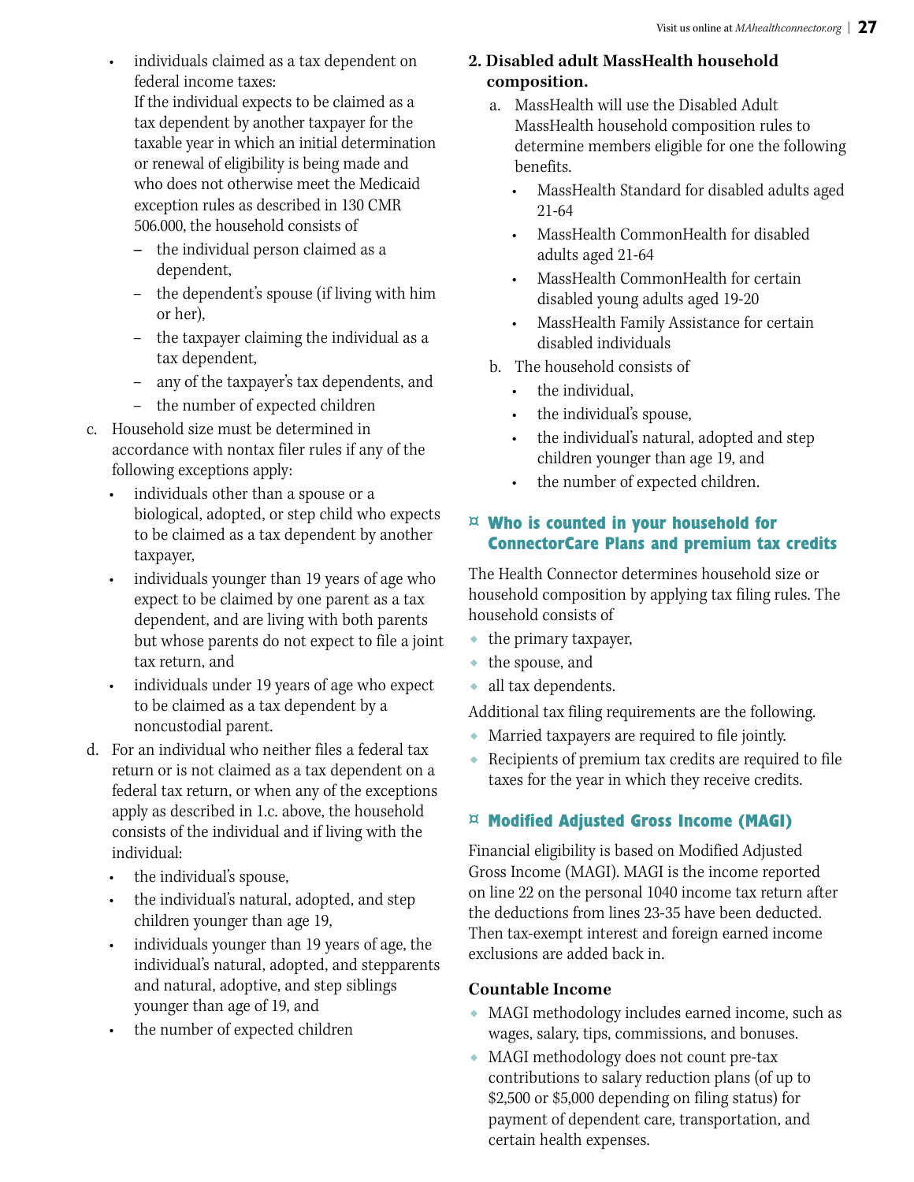- individuals claimed as a tax dependent on federal income taxes:
  If the individual expects to be claimed as a tax dependent by another taxpayer for the taxable year in which an initial determination or renewal of eligibility is being made and who does not otherwise meet the Medicaid exception rules as described in 130 CMR 506.000, the household consists of
  - the individual person claimed as a dependent,
  - the dependent's spouse (if living with him or her),
  - the taxpayer claiming the individual as a tax dependent,
  - any of the taxpayer's tax dependents, and
  - the number of expected children

c. Household size must be determined in accordance with nontax filer rules if any of the following exceptions apply:

- individuals other than a spouse or a biological, adopted, or step child who expects to be claimed as a tax dependent by another taxpayer,
- individuals younger than 19 years of age who expect to be claimed by one parent as a tax dependent, and are living with both parents but whose parents do not expect to file a joint tax return, and
- individuals under 19 years of age who expect to be claimed as a tax dependent by a noncustodial parent.

d. For an individual who neither files a federal tax return or is not claimed as a tax dependent on a federal tax return, or when any of the exceptions apply as described in 1.c. above, the household consists of the individual and if living with the individual:

- the individual's spouse,
- the individual's natural, adopted, and step children younger than age 19,
- individuals younger than 19 years of age, the individual's natural, adopted, and stepparents and natural, adoptive, and step siblings younger than age of 19, and
- the number of expected children

**2. Disabled adult MassHealth household composition.**

a. MassHealth will use the Disabled Adult MassHealth household composition rules to determine members eligible for one the following benefits.

- MassHealth Standard for disabled adults aged 21-64
- MassHealth CommonHealth for disabled adults aged 21-64
- MassHealth CommonHealth for certain disabled young adults aged 19-20
- MassHealth Family Assistance for certain disabled individuals

b. The household consists of

- the individual,
- the individual's spouse,
- the individual's natural, adopted and step children younger than age 19, and
- the number of expected children.

## Who is counted in your household for ConnectorCare Plans and premium tax credits

The Health Connector determines household size or household composition by applying tax filing rules. The household consists of

- the primary taxpayer,
- the spouse, and
- all tax dependents.

Additional tax filing requirements are the following.

- Married taxpayers are required to file jointly.
- Recipients of premium tax credits are required to file taxes for the year in which they receive credits.

## Modified Adjusted Gross Income (MAGI)

Financial eligibility is based on Modified Adjusted Gross Income (MAGI). MAGI is the income reported on line 22 on the personal 1040 income tax return after the deductions from lines 23-35 have been deducted. Then tax-exempt interest and foreign earned income exclusions are added back in.

### Countable Income

- MAGI methodology includes earned income, such as wages, salary, tips, commissions, and bonuses.
- MAGI methodology does not count pre-tax contributions to salary reduction plans (of up to $2,500 or $5,000 depending on filing status) for payment of dependent care, transportation, and certain health expenses.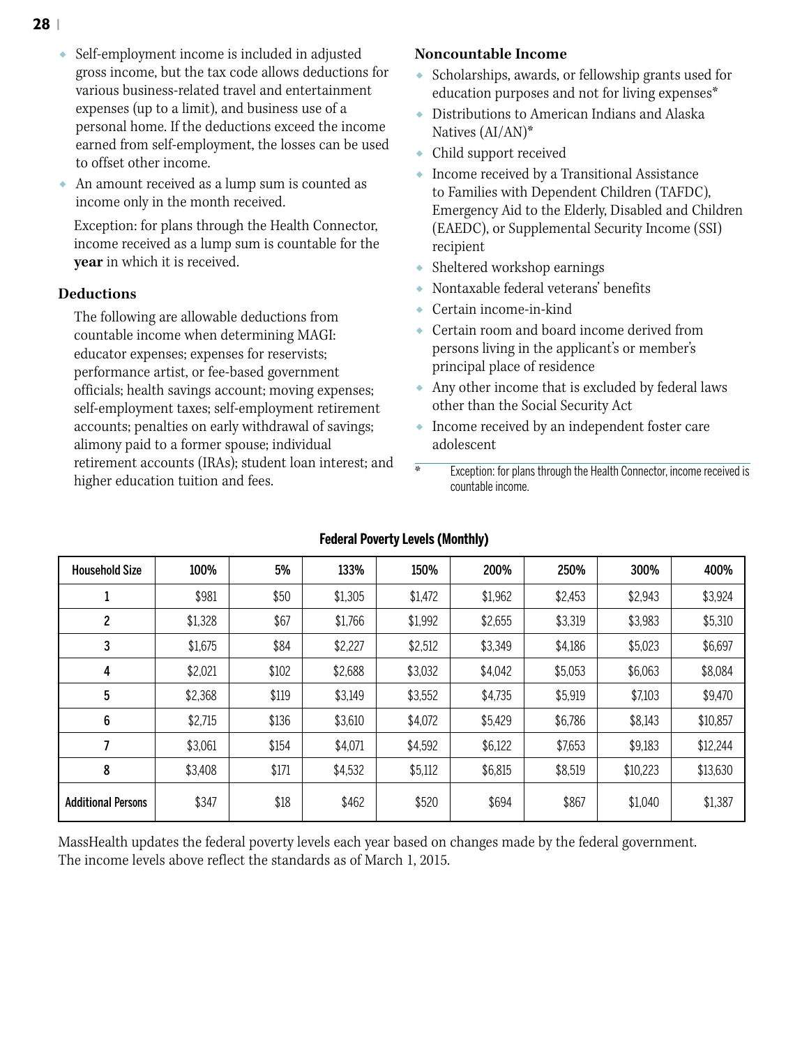- Self-employment income is included in adjusted gross income, but the tax code allows deductions for various business-related travel and entertainment expenses (up to a limit), and business use of a personal home. If the deductions exceed the income earned from self-employment, the losses can be used to offset other income.
- An amount received as a lump sum is counted as income only in the month received.

  Exception: for plans through the Health Connector, income received as a lump sum is countable for the **year** in which it is received.

### Deductions

The following are allowable deductions from countable income when determining MAGI: educator expenses; expenses for reservists; performance artist, or fee-based government officials; health savings account; moving expenses; self-employment taxes; self-employment retirement accounts; penalties on early withdrawal of savings; alimony paid to a former spouse; individual retirement accounts (IRAs); student loan interest; and higher education tuition and fees.

### Noncountable Income

- Scholarships, awards, or fellowship grants used for education purposes and not for living expenses*
- Distributions to American Indians and Alaska Natives (AI/AN)*
- Child support received
- Income received by a Transitional Assistance to Families with Dependent Children (TAFDC), Emergency Aid to the Elderly, Disabled and Children (EAEDC), or Supplemental Security Income (SSI) recipient
- Sheltered workshop earnings
- Nontaxable federal veterans' benefits
- Certain income-in-kind
- Certain room and board income derived from persons living in the applicant's or member's principal place of residence
- Any other income that is excluded by federal laws other than the Social Security Act
- Income received by an independent foster care adolescent

\* Exception: for plans through the Health Connector, income received is countable income.

**Federal Poverty Levels (Monthly)**

| Household Size | 100% | 5% | 133% | 150% | 200% | 250% | 300% | 400% |
|---|---|---|---|---|---|---|---|---|
| 1 | $981 | $50 | $1,305 | $1,472 | $1,962 | $2,453 | $2,943 | $3,924 |
| 2 | $1,328 | $67 | $1,766 | $1,992 | $2,655 | $3,319 | $3,983 | $5,310 |
| 3 | $1,675 | $84 | $2,227 | $2,512 | $3,349 | $4,186 | $5,023 | $6,697 |
| 4 | $2,021 | $102 | $2,688 | $3,032 | $4,042 | $5,053 | $6,063 | $8,084 |
| 5 | $2,368 | $119 | $3,149 | $3,552 | $4,735 | $5,919 | $7,103 | $9,470 |
| 6 | $2,715 | $136 | $3,610 | $4,072 | $5,429 | $6,786 | $8,143 | $10,857 |
| 7 | $3,061 | $154 | $4,071 | $4,592 | $6,122 | $7,653 | $9,183 | $12,244 |
| 8 | $3,408 | $171 | $4,532 | $5,112 | $6,815 | $8,519 | $10,223 | $13,630 |
| Additional Persons | $347 | $18 | $462 | $520 | $694 | $867 | $1,040 | $1,387 |

MassHealth updates the federal poverty levels each year based on changes made by the federal government. The income levels above reflect the standards as of March 1, 2015.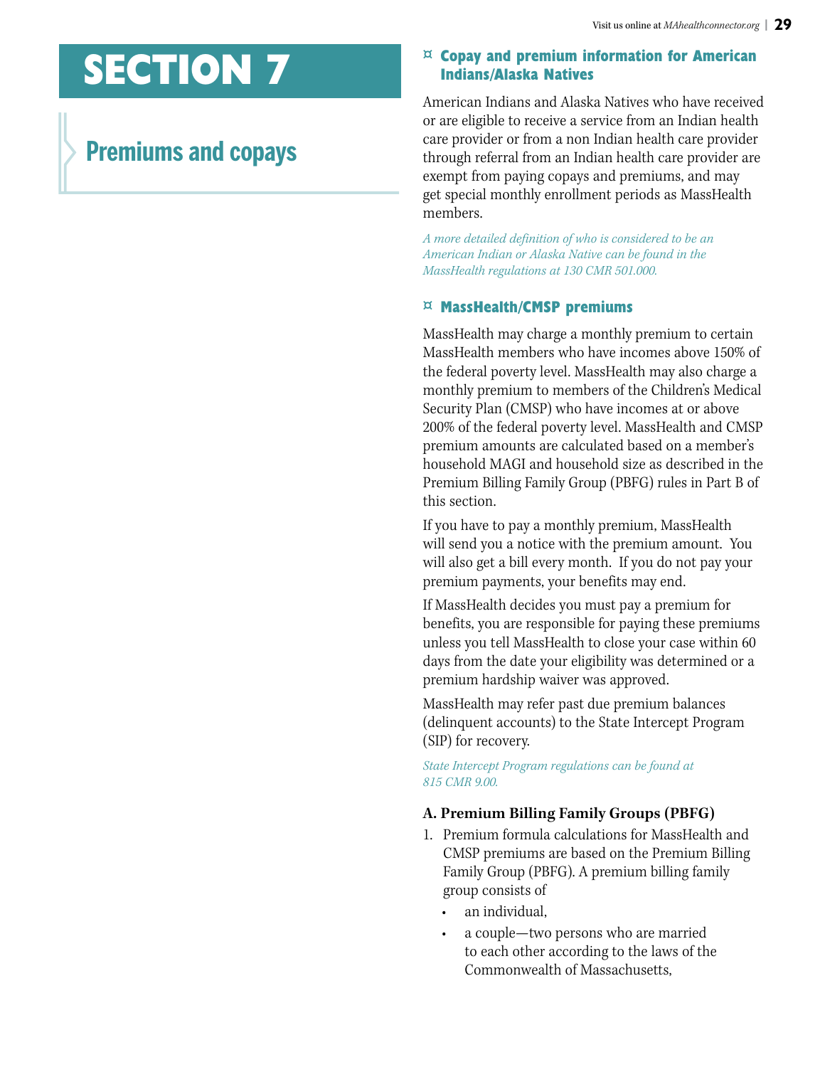# SECTION 7

## Premiums and copays

### ¤ Copay and premium information for American Indians/Alaska Natives

American Indians and Alaska Natives who have received or are eligible to receive a service from an Indian health care provider or from a non Indian health care provider through referral from an Indian health care provider are exempt from paying copays and premiums, and may get special monthly enrollment periods as MassHealth members.

*A more detailed definition of who is considered to be an American Indian or Alaska Native can be found in the MassHealth regulations at 130 CMR 501.000.*

### ¤ MassHealth/CMSP premiums

MassHealth may charge a monthly premium to certain MassHealth members who have incomes above 150% of the federal poverty level. MassHealth may also charge a monthly premium to members of the Children's Medical Security Plan (CMSP) who have incomes at or above 200% of the federal poverty level. MassHealth and CMSP premium amounts are calculated based on a member's household MAGI and household size as described in the Premium Billing Family Group (PBFG) rules in Part B of this section.

If you have to pay a monthly premium, MassHealth will send you a notice with the premium amount. You will also get a bill every month. If you do not pay your premium payments, your benefits may end.

If MassHealth decides you must pay a premium for benefits, you are responsible for paying these premiums unless you tell MassHealth to close your case within 60 days from the date your eligibility was determined or a premium hardship waiver was approved.

MassHealth may refer past due premium balances (delinquent accounts) to the State Intercept Program (SIP) for recovery.

*State Intercept Program regulations can be found at 815 CMR 9.00.*

**A. Premium Billing Family Groups (PBFG)**

1. Premium formula calculations for MassHealth and CMSP premiums are based on the Premium Billing Family Group (PBFG). A premium billing family group consists of
   - an individual,
   - a couple—two persons who are married to each other according to the laws of the Commonwealth of Massachusetts,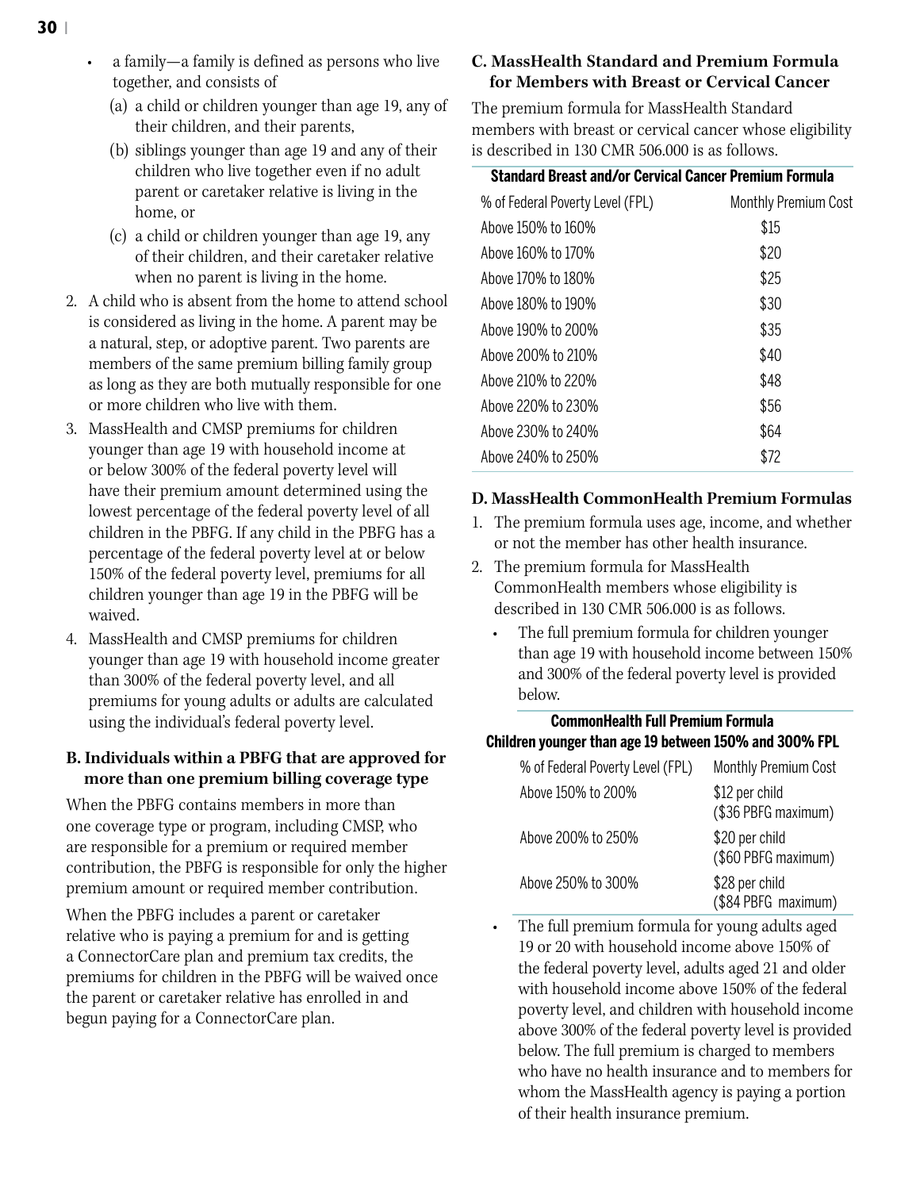- a family—a family is defined as persons who live together, and consists of
  - (a) a child or children younger than age 19, any of their children, and their parents,
  - (b) siblings younger than age 19 and any of their children who live together even if no adult parent or caretaker relative is living in the home, or
  - (c) a child or children younger than age 19, any of their children, and their caretaker relative when no parent is living in the home.

2. A child who is absent from the home to attend school is considered as living in the home. A parent may be a natural, step, or adoptive parent. Two parents are members of the same premium billing family group as long as they are both mutually responsible for one or more children who live with them.
3. MassHealth and CMSP premiums for children younger than age 19 with household income at or below 300% of the federal poverty level will have their premium amount determined using the lowest percentage of the federal poverty level of all children in the PBFG. If any child in the PBFG has a percentage of the federal poverty level at or below 150% of the federal poverty level, premiums for all children younger than age 19 in the PBFG will be waived.
4. MassHealth and CMSP premiums for children younger than age 19 with household income greater than 300% of the federal poverty level, and all premiums for young adults or adults are calculated using the individual's federal poverty level.

### B. Individuals within a PBFG that are approved for more than one premium billing coverage type

When the PBFG contains members in more than one coverage type or program, including CMSP, who are responsible for a premium or required member contribution, the PBFG is responsible for only the higher premium amount or required member contribution.

When the PBFG includes a parent or caretaker relative who is paying a premium for and is getting a ConnectorCare plan and premium tax credits, the premiums for children in the PBFG will be waived once the parent or caretaker relative has enrolled in and begun paying for a ConnectorCare plan.

### C. MassHealth Standard and Premium Formula for Members with Breast or Cervical Cancer

The premium formula for MassHealth Standard members with breast or cervical cancer whose eligibility is described in 130 CMR 506.000 is as follows.

**Standard Breast and/or Cervical Cancer Premium Formula**

| % of Federal Poverty Level (FPL) | Monthly Premium Cost |
|---|---|
| Above 150% to 160% | $15 |
| Above 160% to 170% | $20 |
| Above 170% to 180% | $25 |
| Above 180% to 190% | $30 |
| Above 190% to 200% | $35 |
| Above 200% to 210% | $40 |
| Above 210% to 220% | $48 |
| Above 220% to 230% | $56 |
| Above 230% to 240% | $64 |
| Above 240% to 250% | $72 |

### D. MassHealth CommonHealth Premium Formulas

1. The premium formula uses age, income, and whether or not the member has other health insurance.
2. The premium formula for MassHealth CommonHealth members whose eligibility is described in 130 CMR 506.000 is as follows.
   - The full premium formula for children younger than age 19 with household income between 150% and 300% of the federal poverty level is provided below.

**CommonHealth Full Premium Formula**
**Children younger than age 19 between 150% and 300% FPL**

| % of Federal Poverty Level (FPL) | Monthly Premium Cost |
|---|---|
| Above 150% to 200% | $12 per child ($36 PBFG maximum) |
| Above 200% to 250% | $20 per child ($60 PBFG maximum) |
| Above 250% to 300% | $28 per child ($84 PBFG maximum) |

   - The full premium formula for young adults aged 19 or 20 with household income above 150% of the federal poverty level, adults aged 21 and older with household income above 150% of the federal poverty level, and children with household income above 300% of the federal poverty level is provided below. The full premium is charged to members who have no health insurance and to members for whom the MassHealth agency is paying a portion of their health insurance premium.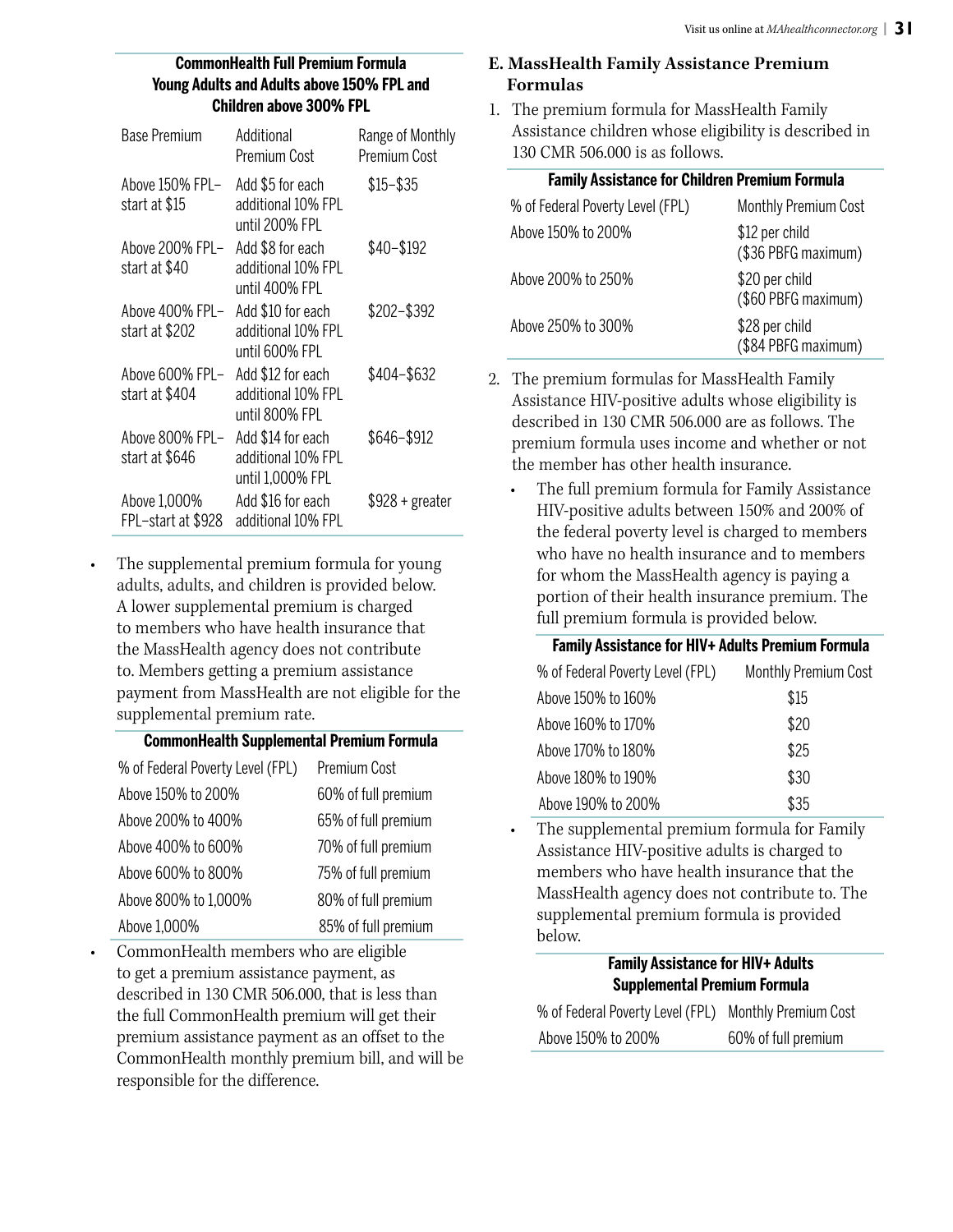**CommonHealth Full Premium Formula Young Adults and Adults above 150% FPL and Children above 300% FPL**

| Base Premium | Additional Premium Cost | Range of Monthly Premium Cost |
|---|---|---|
| Above 150% FPL–start at $15 | Add $5 for each additional 10% FPL until 200% FPL | $15–$35 |
| Above 200% FPL–start at $40 | Add $8 for each additional 10% FPL until 400% FPL | $40–$192 |
| Above 400% FPL–start at $202 | Add $10 for each additional 10% FPL until 600% FPL | $202–$392 |
| Above 600% FPL–start at $404 | Add $12 for each additional 10% FPL until 800% FPL | $404–$632 |
| Above 800% FPL–start at $646 | Add $14 for each additional 10% FPL until 1,000% FPL | $646–$912 |
| Above 1,000% FPL–start at $928 | Add $16 for each additional 10% FPL | $928 + greater |

- The supplemental premium formula for young adults, adults, and children is provided below. A lower supplemental premium is charged to members who have health insurance that the MassHealth agency does not contribute to. Members getting a premium assistance payment from MassHealth are not eligible for the supplemental premium rate.

**CommonHealth Supplemental Premium Formula**

| % of Federal Poverty Level (FPL) | Premium Cost |
|---|---|
| Above 150% to 200% | 60% of full premium |
| Above 200% to 400% | 65% of full premium |
| Above 400% to 600% | 70% of full premium |
| Above 600% to 800% | 75% of full premium |
| Above 800% to 1,000% | 80% of full premium |
| Above 1,000% | 85% of full premium |

- CommonHealth members who are eligible to get a premium assistance payment, as described in 130 CMR 506.000, that is less than the full CommonHealth premium will get their premium assistance payment as an offset to the CommonHealth monthly premium bill, and will be responsible for the difference.

## E. MassHealth Family Assistance Premium Formulas

1. The premium formula for MassHealth Family Assistance children whose eligibility is described in 130 CMR 506.000 is as follows.

**Family Assistance for Children Premium Formula**

| % of Federal Poverty Level (FPL) | Monthly Premium Cost |
|---|---|
| Above 150% to 200% | $12 per child ($36 PBFG maximum) |
| Above 200% to 250% | $20 per child ($60 PBFG maximum) |
| Above 250% to 300% | $28 per child ($84 PBFG maximum) |

2. The premium formulas for MassHealth Family Assistance HIV-positive adults whose eligibility is described in 130 CMR 506.000 are as follows. The premium formula uses income and whether or not the member has other health insurance.
   - The full premium formula for Family Assistance HIV-positive adults between 150% and 200% of the federal poverty level is charged to members who have no health insurance and to members for whom the MassHealth agency is paying a portion of their health insurance premium. The full premium formula is provided below.

**Family Assistance for HIV+ Adults Premium Formula**

| % of Federal Poverty Level (FPL) | Monthly Premium Cost |
|---|---|
| Above 150% to 160% | $15 |
| Above 160% to 170% | $20 |
| Above 170% to 180% | $25 |
| Above 180% to 190% | $30 |
| Above 190% to 200% | $35 |

   - The supplemental premium formula for Family Assistance HIV-positive adults is charged to members who have health insurance that the MassHealth agency does not contribute to. The supplemental premium formula is provided below.

**Family Assistance for HIV+ Adults Supplemental Premium Formula**

| % of Federal Poverty Level (FPL) | Monthly Premium Cost |
|---|---|
| Above 150% to 200% | 60% of full premium |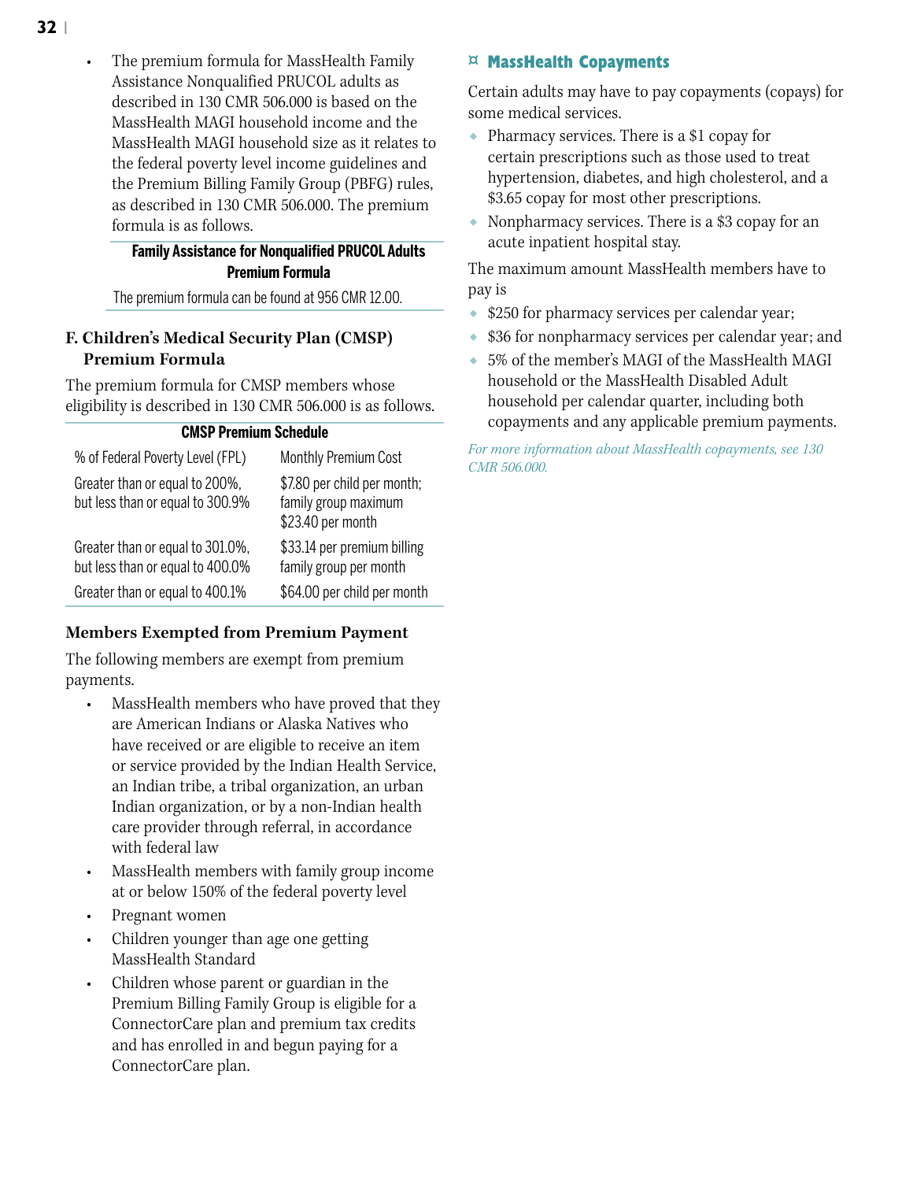- The premium formula for MassHealth Family Assistance Nonqualified PRUCOL adults as described in 130 CMR 506.000 is based on the MassHealth MAGI household income and the MassHealth MAGI household size as it relates to the federal poverty level income guidelines and the Premium Billing Family Group (PBFG) rules, as described in 130 CMR 506.000. The premium formula is as follows.

| Family Assistance for Nonqualified PRUCOL Adults Premium Formula |
|---|
| The premium formula can be found at 956 CMR 12.00. |

### F. Children's Medical Security Plan (CMSP) Premium Formula

The premium formula for CMSP members whose eligibility is described in 130 CMR 506.000 is as follows.

**CMSP Premium Schedule**

| % of Federal Poverty Level (FPL) | Monthly Premium Cost |
|---|---|
| Greater than or equal to 200%, but less than or equal to 300.9% | $7.80 per child per month; family group maximum $23.40 per month |
| Greater than or equal to 301.0%, but less than or equal to 400.0% | $33.14 per premium billing family group per month |
| Greater than or equal to 400.1% | $64.00 per child per month |

### Members Exempted from Premium Payment

The following members are exempt from premium payments.

- MassHealth members who have proved that they are American Indians or Alaska Natives who have received or are eligible to receive an item or service provided by the Indian Health Service, an Indian tribe, a tribal organization, an urban Indian organization, or by a non-Indian health care provider through referral, in accordance with federal law
- MassHealth members with family group income at or below 150% of the federal poverty level
- Pregnant women
- Children younger than age one getting MassHealth Standard
- Children whose parent or guardian in the Premium Billing Family Group is eligible for a ConnectorCare plan and premium tax credits and has enrolled in and begun paying for a ConnectorCare plan.

## ¤ MassHealth Copayments

Certain adults may have to pay copayments (copays) for some medical services.

- Pharmacy services. There is a $1 copay for certain prescriptions such as those used to treat hypertension, diabetes, and high cholesterol, and a $3.65 copay for most other prescriptions.
- Nonpharmacy services. There is a $3 copay for an acute inpatient hospital stay.

The maximum amount MassHealth members have to pay is

- $250 for pharmacy services per calendar year;
- $36 for nonpharmacy services per calendar year; and
- 5% of the member's MAGI of the MassHealth MAGI household or the MassHealth Disabled Adult household per calendar quarter, including both copayments and any applicable premium payments.

*For more information about MassHealth copayments, see 130 CMR 506.000.*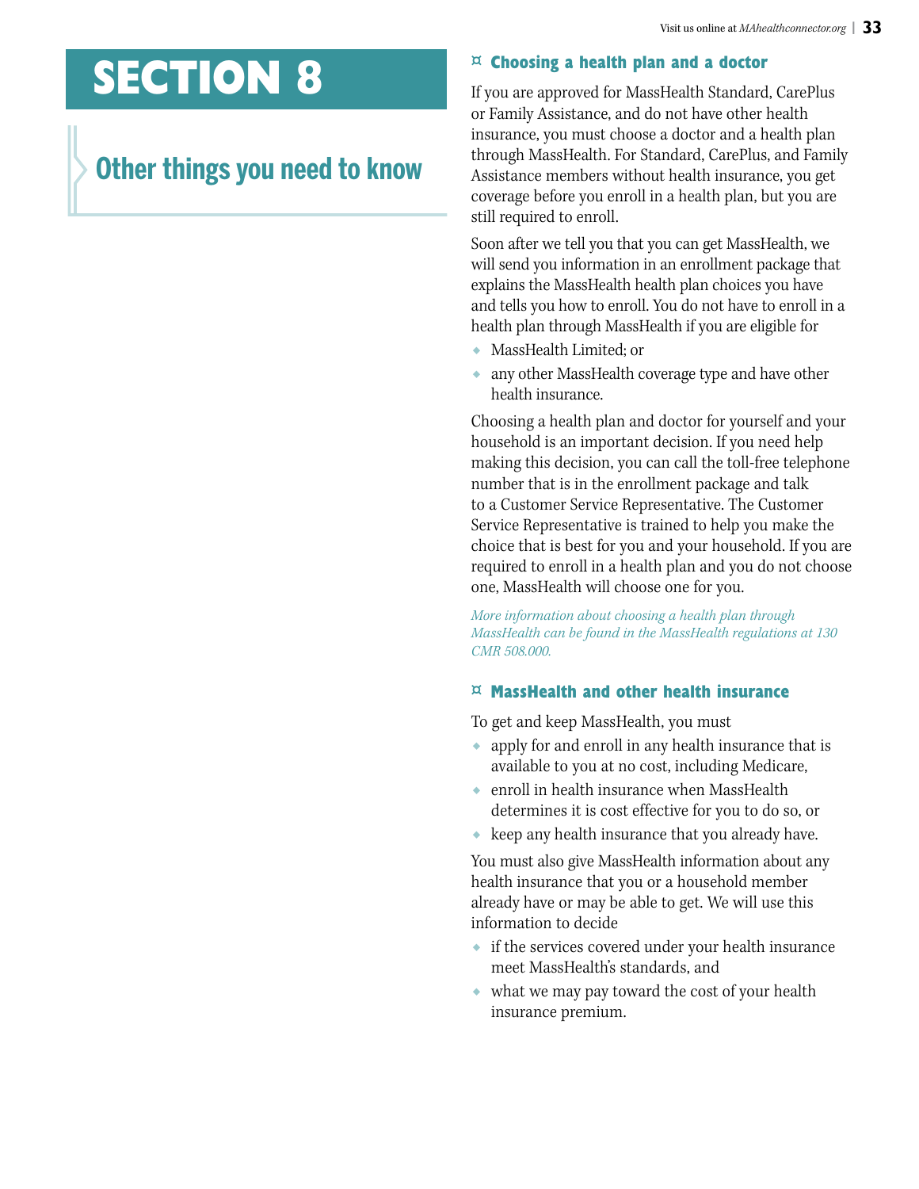# SECTION 8

## Other things you need to know

### ¤ Choosing a health plan and a doctor

If you are approved for MassHealth Standard, CarePlus or Family Assistance, and do not have other health insurance, you must choose a doctor and a health plan through MassHealth. For Standard, CarePlus, and Family Assistance members without health insurance, you get coverage before you enroll in a health plan, but you are still required to enroll.

Soon after we tell you that you can get MassHealth, we will send you information in an enrollment package that explains the MassHealth health plan choices you have and tells you how to enroll. You do not have to enroll in a health plan through MassHealth if you are eligible for

- MassHealth Limited; or
- any other MassHealth coverage type and have other health insurance.

Choosing a health plan and doctor for yourself and your household is an important decision. If you need help making this decision, you can call the toll-free telephone number that is in the enrollment package and talk to a Customer Service Representative. The Customer Service Representative is trained to help you make the choice that is best for you and your household. If you are required to enroll in a health plan and you do not choose one, MassHealth will choose one for you.

*More information about choosing a health plan through MassHealth can be found in the MassHealth regulations at 130 CMR 508.000.*

### ¤ MassHealth and other health insurance

To get and keep MassHealth, you must

- apply for and enroll in any health insurance that is available to you at no cost, including Medicare,
- enroll in health insurance when MassHealth determines it is cost effective for you to do so, or
- keep any health insurance that you already have.

You must also give MassHealth information about any health insurance that you or a household member already have or may be able to get. We will use this information to decide

- if the services covered under your health insurance meet MassHealth's standards, and
- what we may pay toward the cost of your health insurance premium.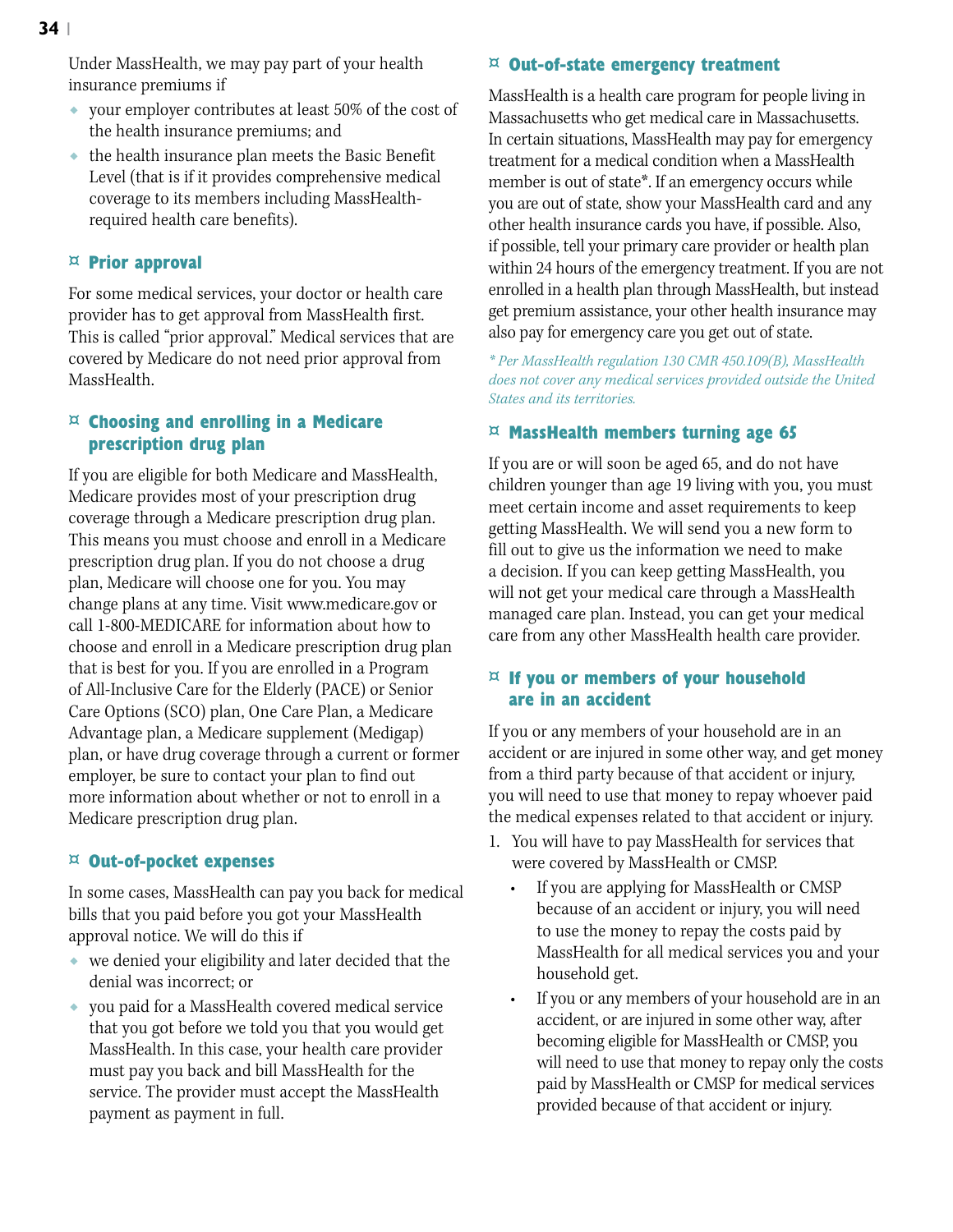Under MassHealth, we may pay part of your health insurance premiums if

- your employer contributes at least 50% of the cost of the health insurance premiums; and
- the health insurance plan meets the Basic Benefit Level (that is if it provides comprehensive medical coverage to its members including MassHealth-required health care benefits).

## ¤ Prior approval

For some medical services, your doctor or health care provider has to get approval from MassHealth first. This is called "prior approval." Medical services that are covered by Medicare do not need prior approval from MassHealth.

## ¤ Choosing and enrolling in a Medicare prescription drug plan

If you are eligible for both Medicare and MassHealth, Medicare provides most of your prescription drug coverage through a Medicare prescription drug plan. This means you must choose and enroll in a Medicare prescription drug plan. If you do not choose a drug plan, Medicare will choose one for you. You may change plans at any time. Visit www.medicare.gov or call 1-800-MEDICARE for information about how to choose and enroll in a Medicare prescription drug plan that is best for you. If you are enrolled in a Program of All-Inclusive Care for the Elderly (PACE) or Senior Care Options (SCO) plan, One Care Plan, a Medicare Advantage plan, a Medicare supplement (Medigap) plan, or have drug coverage through a current or former employer, be sure to contact your plan to find out more information about whether or not to enroll in a Medicare prescription drug plan.

## ¤ Out-of-pocket expenses

In some cases, MassHealth can pay you back for medical bills that you paid before you got your MassHealth approval notice. We will do this if

- we denied your eligibility and later decided that the denial was incorrect; or
- you paid for a MassHealth covered medical service that you got before we told you that you would get MassHealth. In this case, your health care provider must pay you back and bill MassHealth for the service. The provider must accept the MassHealth payment as payment in full.

## ¤ Out-of-state emergency treatment

MassHealth is a health care program for people living in Massachusetts who get medical care in Massachusetts. In certain situations, MassHealth may pay for emergency treatment for a medical condition when a MassHealth member is out of state*. If an emergency occurs while you are out of state, show your MassHealth card and any other health insurance cards you have, if possible. Also, if possible, tell your primary care provider or health plan within 24 hours of the emergency treatment. If you are not enrolled in a health plan through MassHealth, but instead get premium assistance, your other health insurance may also pay for emergency care you get out of state.

*\* Per MassHealth regulation 130 CMR 450.109(B), MassHealth does not cover any medical services provided outside the United States and its territories.*

## ¤ MassHealth members turning age 65

If you are or will soon be aged 65, and do not have children younger than age 19 living with you, you must meet certain income and asset requirements to keep getting MassHealth. We will send you a new form to fill out to give us the information we need to make a decision. If you can keep getting MassHealth, you will not get your medical care through a MassHealth managed care plan. Instead, you can get your medical care from any other MassHealth health care provider.

## ¤ If you or members of your household are in an accident

If you or any members of your household are in an accident or are injured in some other way, and get money from a third party because of that accident or injury, you will need to use that money to repay whoever paid the medical expenses related to that accident or injury.

1. You will have to pay MassHealth for services that were covered by MassHealth or CMSP.
   - If you are applying for MassHealth or CMSP because of an accident or injury, you will need to use the money to repay the costs paid by MassHealth for all medical services you and your household get.
   - If you or any members of your household are in an accident, or are injured in some other way, after becoming eligible for MassHealth or CMSP, you will need to use that money to repay only the costs paid by MassHealth or CMSP for medical services provided because of that accident or injury.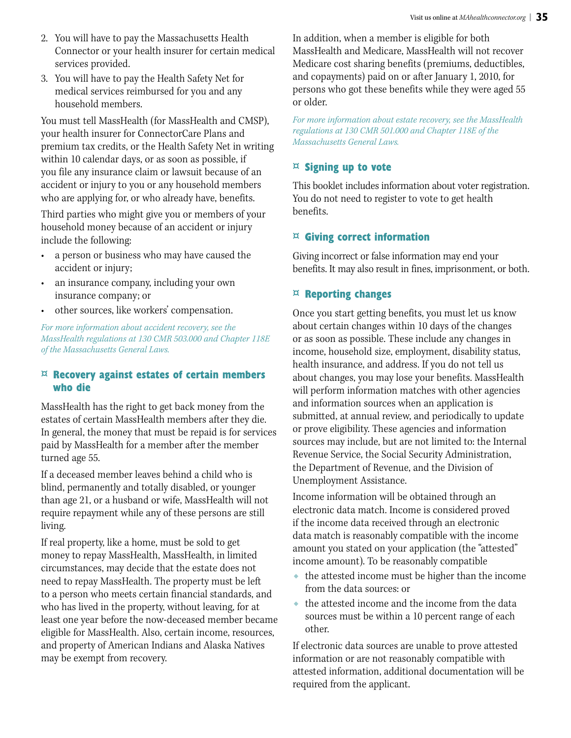2. You will have to pay the Massachusetts Health Connector or your health insurer for certain medical services provided.
3. You will have to pay the Health Safety Net for medical services reimbursed for you and any household members.

You must tell MassHealth (for MassHealth and CMSP), your health insurer for ConnectorCare Plans and premium tax credits, or the Health Safety Net in writing within 10 calendar days, or as soon as possible, if you file any insurance claim or lawsuit because of an accident or injury to you or any household members who are applying for, or who already have, benefits.

Third parties who might give you or members of your household money because of an accident or injury include the following:

- a person or business who may have caused the accident or injury;
- an insurance company, including your own insurance company; or
- other sources, like workers' compensation.

*For more information about accident recovery, see the MassHealth regulations at 130 CMR 503.000 and Chapter 118E of the Massachusetts General Laws.*

## ¤ Recovery against estates of certain members who die

MassHealth has the right to get back money from the estates of certain MassHealth members after they die. In general, the money that must be repaid is for services paid by MassHealth for a member after the member turned age 55.

If a deceased member leaves behind a child who is blind, permanently and totally disabled, or younger than age 21, or a husband or wife, MassHealth will not require repayment while any of these persons are still living.

If real property, like a home, must be sold to get money to repay MassHealth, MassHealth, in limited circumstances, may decide that the estate does not need to repay MassHealth. The property must be left to a person who meets certain financial standards, and who has lived in the property, without leaving, for at least one year before the now-deceased member became eligible for MassHealth. Also, certain income, resources, and property of American Indians and Alaska Natives may be exempt from recovery.

In addition, when a member is eligible for both MassHealth and Medicare, MassHealth will not recover Medicare cost sharing benefits (premiums, deductibles, and copayments) paid on or after January 1, 2010, for persons who got these benefits while they were aged 55 or older.

*For more information about estate recovery, see the MassHealth regulations at 130 CMR 501.000 and Chapter 118E of the Massachusetts General Laws.*

## ¤ Signing up to vote

This booklet includes information about voter registration. You do not need to register to vote to get health benefits.

## ¤ Giving correct information

Giving incorrect or false information may end your benefits. It may also result in fines, imprisonment, or both.

## ¤ Reporting changes

Once you start getting benefits, you must let us know about certain changes within 10 days of the changes or as soon as possible. These include any changes in income, household size, employment, disability status, health insurance, and address. If you do not tell us about changes, you may lose your benefits. MassHealth will perform information matches with other agencies and information sources when an application is submitted, at annual review, and periodically to update or prove eligibility. These agencies and information sources may include, but are not limited to: the Internal Revenue Service, the Social Security Administration, the Department of Revenue, and the Division of Unemployment Assistance.

Income information will be obtained through an electronic data match. Income is considered proved if the income data received through an electronic data match is reasonably compatible with the income amount you stated on your application (the "attested" income amount). To be reasonably compatible

- the attested income must be higher than the income from the data sources: or
- the attested income and the income from the data sources must be within a 10 percent range of each other.

If electronic data sources are unable to prove attested information or are not reasonably compatible with attested information, additional documentation will be required from the applicant.